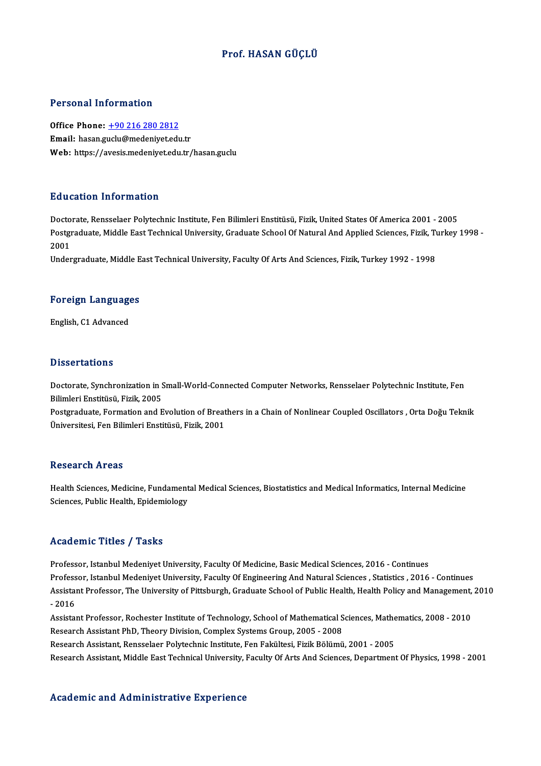# Prof. HASAN GÜÇLÜ

## Personal Information

**Office Phone:** +90 216 280 2812
**Email:** hasan.guclu@medeniyet.edu.tr
**Web:** https://avesis.medeniyet.edu.tr/hasan.guclu

## Education Information

Doctorate, Rensselaer Polytechnic Institute, Fen Bilimleri Enstitüsü, Fizik, United States Of America 2001 - 2005
Postgraduate, Middle East Technical University, Graduate School Of Natural And Applied Sciences, Fizik, Turkey 1998 - 2001
Undergraduate, Middle East Technical University, Faculty Of Arts And Sciences, Fizik, Turkey 1992 - 1998

## Foreign Languages

English, C1 Advanced

## Dissertations

Doctorate, Synchronization in Small-World-Connected Computer Networks, Rensselaer Polytechnic Institute, Fen Bilimleri Enstitüsü, Fizik, 2005
Postgraduate, Formation and Evolution of Breathers in a Chain of Nonlinear Coupled Oscillators , Orta Doğu Teknik Üniversitesi, Fen Bilimleri Enstitüsü, Fizik, 2001

## Research Areas

Health Sciences, Medicine, Fundamental Medical Sciences, Biostatistics and Medical Informatics, Internal Medicine Sciences, Public Health, Epidemiology

## Academic Titles / Tasks

Professor, Istanbul Medeniyet University, Faculty Of Medicine, Basic Medical Sciences, 2016 - Continues
Professor, Istanbul Medeniyet University, Faculty Of Engineering And Natural Sciences , Statistics , 2016 - Continues
Assistant Professor, The University of Pittsburgh, Graduate School of Public Health, Health Policy and Management, 2010 - 2016
Assistant Professor, Rochester Institute of Technology, School of Mathematical Sciences, Mathematics, 2008 - 2010
Research Assistant PhD, Theory Division, Complex Systems Group, 2005 - 2008
Research Assistant, Rensselaer Polytechnic Institute, Fen Fakültesi, Fizik Bölümü, 2001 - 2005
Research Assistant, Middle East Technical University, Faculty Of Arts And Sciences, Department Of Physics, 1998 - 2001

## Academic and Administrative Experience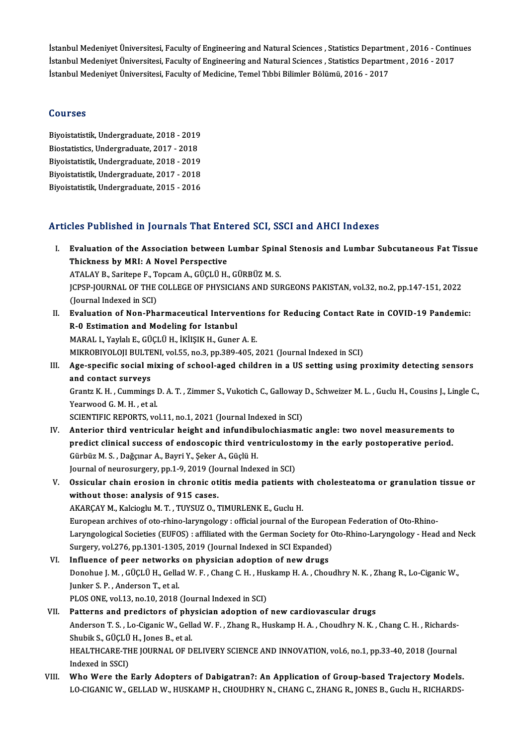İstanbul Medeniyet Üniversitesi, Faculty of Engineering and Natural Sciences , Statistics Department , 2016 - Continues
İstanbul Medeniyet Üniversitesi, Faculty of Engineering and Natural Sciences , Statistics Department , 2016 - 2017
İstanbul Medeniyet Üniversitesi, Faculty of Medicine, Temel Tıbbi Bilimler Bölümü, 2016 - 2017

## Courses

Biyoistatistik, Undergraduate, 2018 - 2019
Biostatistics, Undergraduate, 2017 - 2018
Biyoistatistik, Undergraduate, 2018 - 2019
Biyoistatistik, Undergraduate, 2017 - 2018
Biyoistatistik, Undergraduate, 2015 - 2016

## Articles Published in Journals That Entered SCI, SSCI and AHCI Indexes

I. **Evaluation of the Association between Lumbar Spinal Stenosis and Lumbar Subcutaneous Fat Tissue Thickness by MRI: A Novel Perspective**
ATALAY B., Saritepe F., Topcam A., GÜÇLÜ H., GÜRBÜZ M. S.
JCPSP-JOURNAL OF THE COLLEGE OF PHYSICIANS AND SURGEONS PAKISTAN, vol.32, no.2, pp.147-151, 2022 (Journal Indexed in SCI)

II. **Evaluation of Non-Pharmaceutical Interventions for Reducing Contact Rate in COVID-19 Pandemic: R-0 Estimation and Modeling for Istanbul**
MARAL I., Yaylalı E., GÜÇLÜ H., İKİIŞIK H., Guner A. E.
MIKROBIYOLOJI BULTENI, vol.55, no.3, pp.389-405, 2021 (Journal Indexed in SCI)

III. **Age-specific social mixing of school-aged children in a US setting using proximity detecting sensors and contact surveys**
Grantz K. H. , Cummings D. A. T. , Zimmer S., Vukotich C., Galloway D., Schweizer M. L. , Guclu H., Cousins J., Lingle C., Yearwood G. M. H. , et al.
SCIENTIFIC REPORTS, vol.11, no.1, 2021 (Journal Indexed in SCI)

IV. **Anterior third ventricular height and infundibulochiasmatic angle: two novel measurements to predict clinical success of endoscopic third ventriculostomy in the early postoperative period.**
Gürbüz M. S. , Dağçınar A., Bayri Y., Şeker A., Güçlü H.
Journal of neurosurgery, pp.1-9, 2019 (Journal Indexed in SCI)

V. **Ossicular chain erosion in chronic otitis media patients with cholesteatoma or granulation tissue or without those: analysis of 915 cases.**
AKARÇAY M., Kalcioglu M. T. , TUYSUZ O., TIMURLENK E., Guclu H.
European archives of oto-rhino-laryngology : official journal of the European Federation of Oto-Rhino-Laryngological Societies (EUFOS) : affiliated with the German Society for Oto-Rhino-Laryngology - Head and Neck Surgery, vol.276, pp.1301-1305, 2019 (Journal Indexed in SCI Expanded)

VI. **Influence of peer networks on physician adoption of new drugs**
Donohue J. M. , GÜÇLÜ H., Gellad W. F. , Chang C. H. , Huskamp H. A. , Choudhry N. K. , Zhang R., Lo-Ciganic W., Junker S. P. , Anderson T., et al.
PLOS ONE, vol.13, no.10, 2018 (Journal Indexed in SCI)

VII. **Patterns and predictors of physician adoption of new cardiovascular drugs**
Anderson T. S. , Lo-Ciganic W., Gellad W. F. , Zhang R., Huskamp H. A. , Choudhry N. K. , Chang C. H. , Richards-Shubik S., GÜÇLÜ H., Jones B., et al.
HEALTHCARE-THE JOURNAL OF DELIVERY SCIENCE AND INNOVATION, vol.6, no.1, pp.33-40, 2018 (Journal Indexed in SSCI)

VIII. **Who Were the Early Adopters of Dabigatran?: An Application of Group-based Trajectory Models.**
LO-CIGANIC W., GELLAD W., HUSKAMP H., CHOUDHRY N., CHANG C., ZHANG R., JONES B., Guclu H., RICHARDS-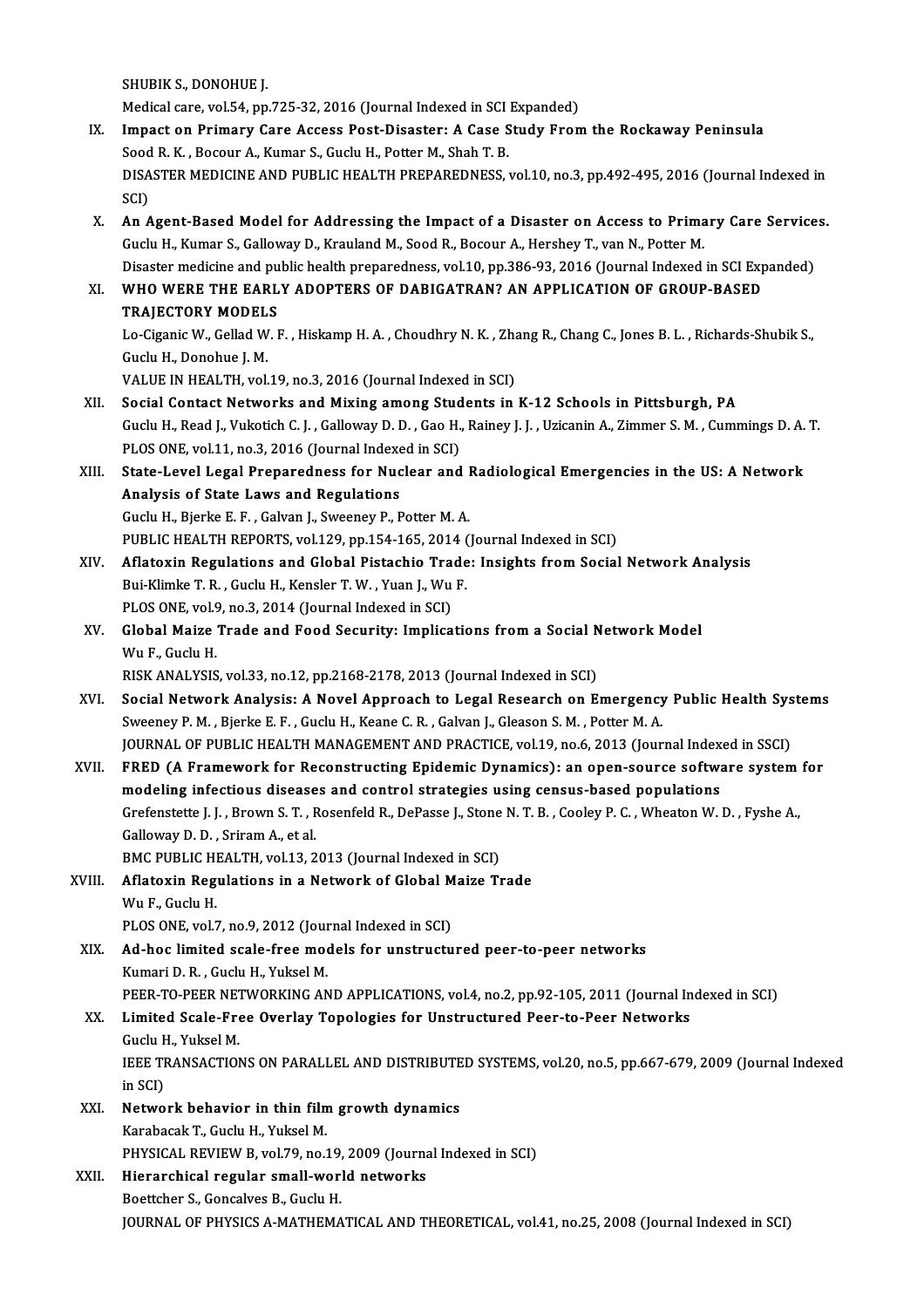SHUBIK S., DONOHUE J.
Medical care, vol.54, pp.725-32, 2016 (Journal Indexed in SCI Expanded)

IX. **Impact on Primary Care Access Post-Disaster: A Case Study From the Rockaway Peninsula**
Sood R. K. , Bocour A., Kumar S., Guclu H., Potter M., Shah T. B.
DISASTER MEDICINE AND PUBLIC HEALTH PREPAREDNESS, vol.10, no.3, pp.492-495, 2016 (Journal Indexed in SCI)

X. **An Agent-Based Model for Addressing the Impact of a Disaster on Access to Primary Care Services.**
Guclu H., Kumar S., Galloway D., Krauland M., Sood R., Bocour A., Hershey T., van N., Potter M.
Disaster medicine and public health preparedness, vol.10, pp.386-93, 2016 (Journal Indexed in SCI Expanded)

XI. **WHO WERE THE EARLY ADOPTERS OF DABIGATRAN? AN APPLICATION OF GROUP-BASED TRAJECTORY MODELS**
Lo-Ciganic W., Gellad W. F. , Hiskamp H. A. , Choudhry N. K. , Zhang R., Chang C., Jones B. L. , Richards-Shubik S., Guclu H., Donohue J. M.
VALUE IN HEALTH, vol.19, no.3, 2016 (Journal Indexed in SCI)

XII. **Social Contact Networks and Mixing among Students in K-12 Schools in Pittsburgh, PA**
Guclu H., Read J., Vukotich C. J. , Galloway D. D. , Gao H., Rainey J. J. , Uzicanin A., Zimmer S. M. , Cummings D. A. T.
PLOS ONE, vol.11, no.3, 2016 (Journal Indexed in SCI)

XIII. **State-Level Legal Preparedness for Nuclear and Radiological Emergencies in the US: A Network Analysis of State Laws and Regulations**
Guclu H., Bjerke E. F. , Galvan J., Sweeney P., Potter M. A.
PUBLIC HEALTH REPORTS, vol.129, pp.154-165, 2014 (Journal Indexed in SCI)

XIV. **Aflatoxin Regulations and Global Pistachio Trade: Insights from Social Network Analysis**
Bui-Klimke T. R. , Guclu H., Kensler T. W. , Yuan J., Wu F.
PLOS ONE, vol.9, no.3, 2014 (Journal Indexed in SCI)

XV. **Global Maize Trade and Food Security: Implications from a Social Network Model**
Wu F., Guclu H.
RISK ANALYSIS, vol.33, no.12, pp.2168-2178, 2013 (Journal Indexed in SCI)

XVI. **Social Network Analysis: A Novel Approach to Legal Research on Emergency Public Health Systems**
Sweeney P. M. , Bjerke E. F. , Guclu H., Keane C. R. , Galvan J., Gleason S. M. , Potter M. A.
JOURNAL OF PUBLIC HEALTH MANAGEMENT AND PRACTICE, vol.19, no.6, 2013 (Journal Indexed in SSCI)

XVII. **FRED (A Framework for Reconstructing Epidemic Dynamics): an open-source software system for modeling infectious diseases and control strategies using census-based populations**
Grefenstette J. J. , Brown S. T. , Rosenfeld R., DePasse J., Stone N. T. B. , Cooley P. C. , Wheaton W. D. , Fyshe A., Galloway D. D. , Sriram A., et al.
BMC PUBLIC HEALTH, vol.13, 2013 (Journal Indexed in SCI)

XVIII. **Aflatoxin Regulations in a Network of Global Maize Trade**
Wu F., Guclu H.
PLOS ONE, vol.7, no.9, 2012 (Journal Indexed in SCI)

XIX. **Ad-hoc limited scale-free models for unstructured peer-to-peer networks**
Kumari D. R. , Guclu H., Yuksel M.
PEER-TO-PEER NETWORKING AND APPLICATIONS, vol.4, no.2, pp.92-105, 2011 (Journal Indexed in SCI)

XX. **Limited Scale-Free Overlay Topologies for Unstructured Peer-to-Peer Networks**
Guclu H., Yuksel M.
IEEE TRANSACTIONS ON PARALLEL AND DISTRIBUTED SYSTEMS, vol.20, no.5, pp.667-679, 2009 (Journal Indexed in SCI)

XXI. **Network behavior in thin film growth dynamics**
Karabacak T., Guclu H., Yuksel M.
PHYSICAL REVIEW B, vol.79, no.19, 2009 (Journal Indexed in SCI)

XXII. **Hierarchical regular small-world networks**
Boettcher S., Goncalves B., Guclu H.
JOURNAL OF PHYSICS A-MATHEMATICAL AND THEORETICAL, vol.41, no.25, 2008 (Journal Indexed in SCI)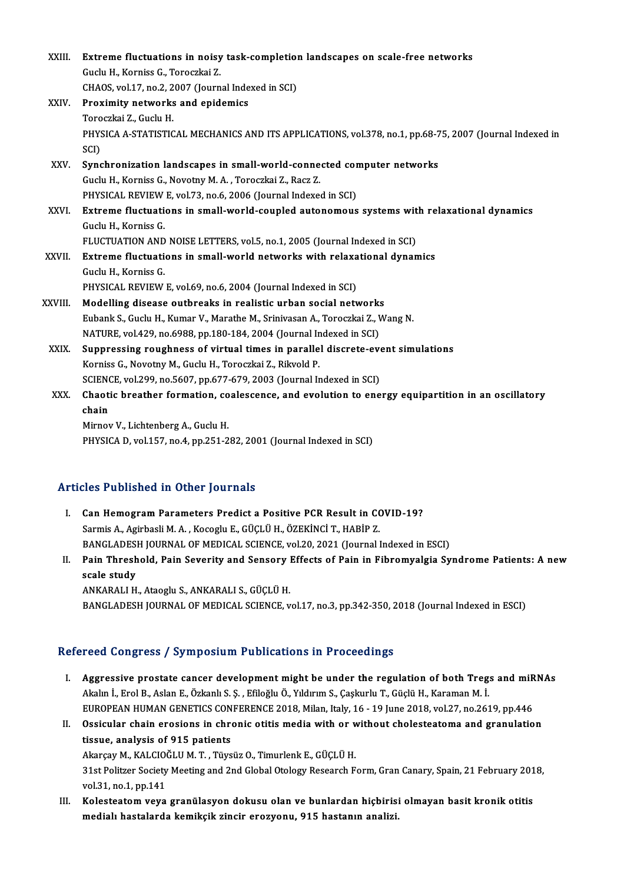XXIII. **Extreme fluctuations in noisy task-completion landscapes on scale-free networks**
Guclu H., Korniss G., Toroczkai Z.
CHAOS, vol.17, no.2, 2007 (Journal Indexed in SCI)

XXIV. **Proximity networks and epidemics**
Toroczkai Z., Guclu H.
PHYSICA A-STATISTICAL MECHANICS AND ITS APPLICATIONS, vol.378, no.1, pp.68-75, 2007 (Journal Indexed in SCI)

XXV. **Synchronization landscapes in small-world-connected computer networks**
Guclu H., Korniss G., Novotny M. A. , Toroczkai Z., Racz Z.
PHYSICAL REVIEW E, vol.73, no.6, 2006 (Journal Indexed in SCI)

XXVI. **Extreme fluctuations in small-world-coupled autonomous systems with relaxational dynamics**
Guclu H., Korniss G.
FLUCTUATION AND NOISE LETTERS, vol.5, no.1, 2005 (Journal Indexed in SCI)

XXVII. **Extreme fluctuations in small-world networks with relaxational dynamics**
Guclu H., Korniss G.
PHYSICAL REVIEW E, vol.69, no.6, 2004 (Journal Indexed in SCI)

XXVIII. **Modelling disease outbreaks in realistic urban social networks**
Eubank S., Guclu H., Kumar V., Marathe M., Srinivasan A., Toroczkai Z., Wang N.
NATURE, vol.429, no.6988, pp.180-184, 2004 (Journal Indexed in SCI)

XXIX. **Suppressing roughness of virtual times in parallel discrete-event simulations**
Korniss G., Novotny M., Guclu H., Toroczkai Z., Rikvold P.
SCIENCE, vol.299, no.5607, pp.677-679, 2003 (Journal Indexed in SCI)

XXX. **Chaotic breather formation, coalescence, and evolution to energy equipartition in an oscillatory chain**
Mirnov V., Lichtenberg A., Guclu H.
PHYSICA D, vol.157, no.4, pp.251-282, 2001 (Journal Indexed in SCI)

## Articles Published in Other Journals

I. **Can Hemogram Parameters Predict a Positive PCR Result in COVID-19?**
Sarmis A., Agirbasli M. A. , Kocoglu E., GÜÇLÜ H., ÖZEKİNCİ T., HABİP Z.
BANGLADESH JOURNAL OF MEDICAL SCIENCE, vol.20, 2021 (Journal Indexed in ESCI)

II. **Pain Threshold, Pain Severity and Sensory Effects of Pain in Fibromyalgia Syndrome Patients: A new scale study**
ANKARALI H., Ataoglu S., ANKARALI S., GÜÇLÜ H.
BANGLADESH JOURNAL OF MEDICAL SCIENCE, vol.17, no.3, pp.342-350, 2018 (Journal Indexed in ESCI)

## Refereed Congress / Symposium Publications in Proceedings

I. **Aggressive prostate cancer development might be under the regulation of both Tregs and miRNAs**
Akalın İ., Erol B., Aslan E., Özkanlı S. Ş. , Efiloğlu Ö., Yıldırım S., Çaşkurlu T., Güçlü H., Karaman M. İ.
EUROPEAN HUMAN GENETICS CONFERENCE 2018, Milan, Italy, 16 - 19 June 2018, vol.27, no.2619, pp.446

II. **Ossicular chain erosions in chronic otitis media with or without cholesteatoma and granulation tissue, analysis of 915 patients**
Akarçay M., KALCIOĞLU M. T. , Tüysüz O., Timurlenk E., GÜÇLÜ H.
31st Politzer Society Meeting and 2nd Global Otology Research Form, Gran Canary, Spain, 21 February 2018, vol.31, no.1, pp.141

III. **Kolesteatom veya granülasyon dokusu olan ve bunlardan hiçbirisi olmayan basit kronik otitis medialı hastalarda kemikçik zincir erozyonu, 915 hastanın analizi.**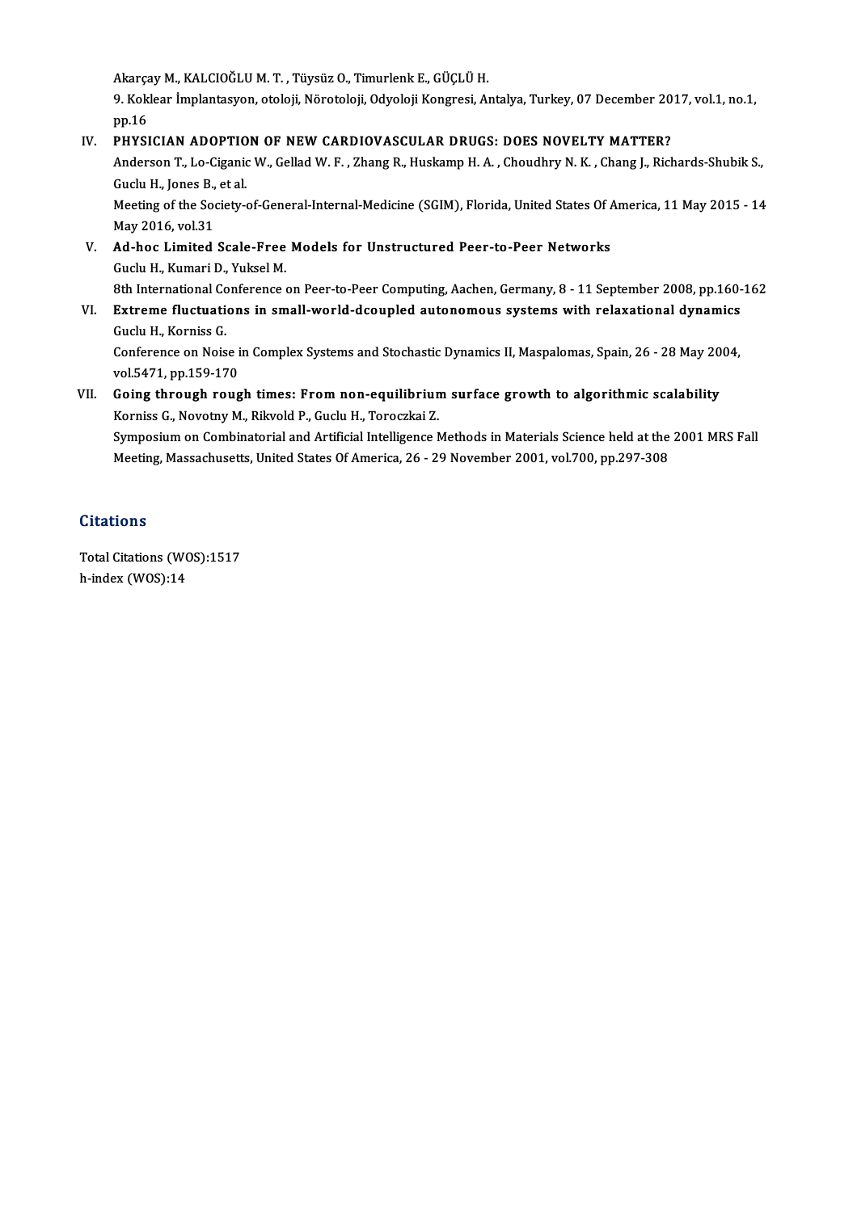Akarçay M., KALCIOĞLU M. T. , Tüysüz O., Timurlenk E., GÜÇLÜ H.
9. Koklear İmplantasyon, otoloji, Nörotoloji, Odyoloji Kongresi, Antalya, Turkey, 07 December 2017, vol.1, no.1, pp.16

IV. **PHYSICIAN ADOPTION OF NEW CARDIOVASCULAR DRUGS: DOES NOVELTY MATTER?**
Anderson T., Lo-Ciganic W., Gellad W. F. , Zhang R., Huskamp H. A. , Choudhry N. K. , Chang J., Richards-Shubik S., Guclu H., Jones B., et al.
Meeting of the Society-of-General-Internal-Medicine (SGIM), Florida, United States Of America, 11 May 2015 - 14 May 2016, vol.31

V. **Ad-hoc Limited Scale-Free Models for Unstructured Peer-to-Peer Networks**
Guclu H., Kumari D., Yuksel M.
8th International Conference on Peer-to-Peer Computing, Aachen, Germany, 8 - 11 September 2008, pp.160-162

VI. **Extreme fluctuations in small-world-dcoupled autonomous systems with relaxational dynamics**
Guclu H., Korniss G.
Conference on Noise in Complex Systems and Stochastic Dynamics II, Maspalomas, Spain, 26 - 28 May 2004, vol.5471, pp.159-170

VII. **Going through rough times: From non-equilibrium surface growth to algorithmic scalability**
Korniss G., Novotny M., Rikvold P., Guclu H., Toroczkai Z.
Symposium on Combinatorial and Artificial Intelligence Methods in Materials Science held at the 2001 MRS Fall Meeting, Massachusetts, United States Of America, 26 - 29 November 2001, vol.700, pp.297-308

## Citations

Total Citations (WOS):1517
h-index (WOS):14